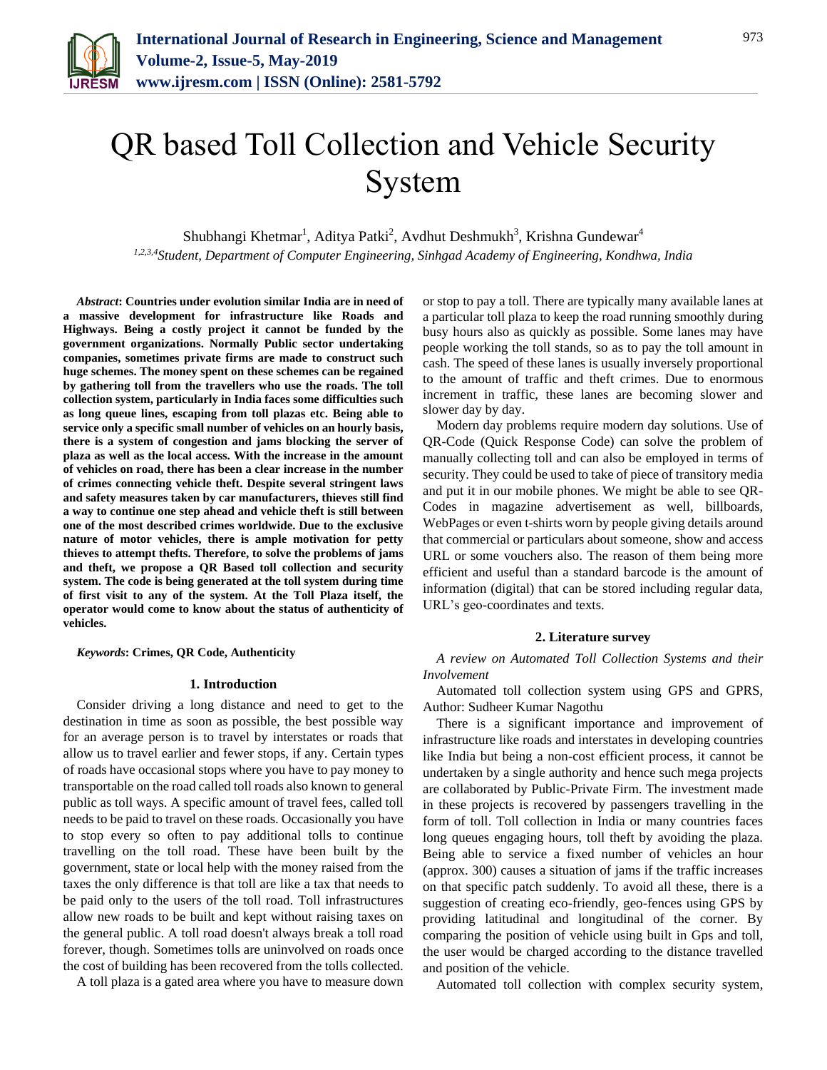# QR based Toll Collection and Vehicle Security System

Shubhangi Khetmar[1], Aditya Patki[2], Avdhut Deshmukh[3], Krishna Gundewar[4]

[1,2,3,4]*Student, Department of Computer Engineering, Sinhgad Academy of Engineering, Kondhwa, India*

***Abstract*: Countries under evolution similar India are in need of a massive development for infrastructure like Roads and Highways. Being a costly project it cannot be funded by the government organizations. Normally Public sector undertaking companies, sometimes private firms are made to construct such huge schemes. The money spent on these schemes can be regained by gathering toll from the travellers who use the roads. The toll collection system, particularly in India faces some difficulties such as long queue lines, escaping from toll plazas etc. Being able to service only a specific small number of vehicles on an hourly basis, there is a system of congestion and jams blocking the server of plaza as well as the local access. With the increase in the amount of vehicles on road, there has been a clear increase in the number of crimes connecting vehicle theft. Despite several stringent laws and safety measures taken by car manufacturers, thieves still find a way to continue one step ahead and vehicle theft is still between one of the most described crimes worldwide. Due to the exclusive nature of motor vehicles, there is ample motivation for petty thieves to attempt thefts. Therefore, to solve the problems of jams and theft, we propose a QR Based toll collection and security system. The code is being generated at the toll system during time of first visit to any of the system. At the Toll Plaza itself, the operator would come to know about the status of authenticity of vehicles.**

***Keywords*: Crimes, QR Code, Authenticity**

## 1. Introduction

Consider driving a long distance and need to get to the destination in time as soon as possible, the best possible way for an average person is to travel by interstates or roads that allow us to travel earlier and fewer stops, if any. Certain types of roads have occasional stops where you have to pay money to transportable on the road called toll roads also known to general public as toll ways. A specific amount of travel fees, called toll needs to be paid to travel on these roads. Occasionally you have to stop every so often to pay additional tolls to continue travelling on the toll road. These have been built by the government, state or local help with the money raised from the taxes the only difference is that toll are like a tax that needs to be paid only to the users of the toll road. Toll infrastructures allow new roads to be built and kept without raising taxes on the general public. A toll road doesn't always break a toll road forever, though. Sometimes tolls are uninvolved on roads once the cost of building has been recovered from the tolls collected.

A toll plaza is a gated area where you have to measure down or stop to pay a toll. There are typically many available lanes at a particular toll plaza to keep the road running smoothly during busy hours also as quickly as possible. Some lanes may have people working the toll stands, so as to pay the toll amount in cash. The speed of these lanes is usually inversely proportional to the amount of traffic and theft crimes. Due to enormous increment in traffic, these lanes are becoming slower and slower day by day.

Modern day problems require modern day solutions. Use of QR-Code (Quick Response Code) can solve the problem of manually collecting toll and can also be employed in terms of security. They could be used to take of piece of transitory media and put it in our mobile phones. We might be able to see QR-Codes in magazine advertisement as well, billboards, WebPages or even t-shirts worn by people giving details around that commercial or particulars about someone, show and access URL or some vouchers also. The reason of them being more efficient and useful than a standard barcode is the amount of information (digital) that can be stored including regular data, URL's geo-coordinates and texts.

## 2. Literature survey

*A review on Automated Toll Collection Systems and their Involvement*

Automated toll collection system using GPS and GPRS, Author: Sudheer Kumar Nagothu

There is a significant importance and improvement of infrastructure like roads and interstates in developing countries like India but being a non-cost efficient process, it cannot be undertaken by a single authority and hence such mega projects are collaborated by Public-Private Firm. The investment made in these projects is recovered by passengers travelling in the form of toll. Toll collection in India or many countries faces long queues engaging hours, toll theft by avoiding the plaza. Being able to service a fixed number of vehicles an hour (approx. 300) causes a situation of jams if the traffic increases on that specific patch suddenly. To avoid all these, there is a suggestion of creating eco-friendly, geo-fences using GPS by providing latitudinal and longitudinal of the corner. By comparing the position of vehicle using built in Gps and toll, the user would be charged according to the distance travelled and position of the vehicle.

Automated toll collection with complex security system,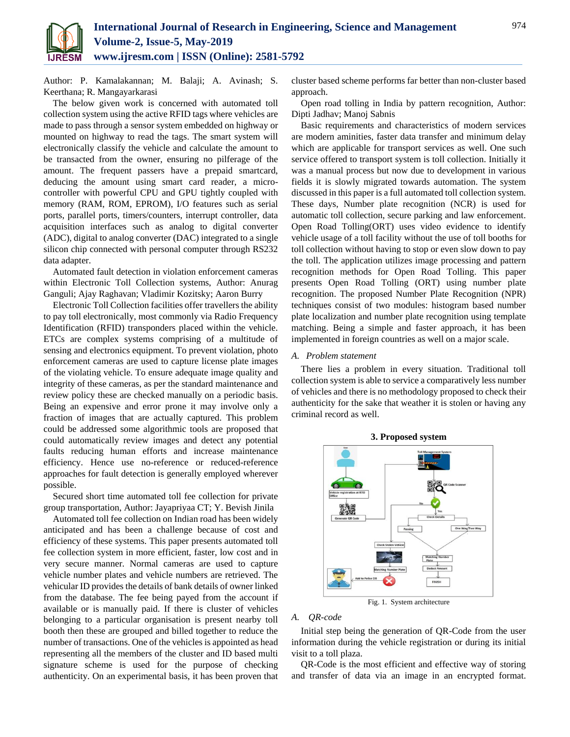Author: P. Kamalakannan; M. Balaji; A. Avinash; S. Keerthana; R. Mangayarkarasi

The below given work is concerned with automated toll collection system using the active RFID tags where vehicles are made to pass through a sensor system embedded on highway or mounted on highway to read the tags. The smart system will electronically classify the vehicle and calculate the amount to be transacted from the owner, ensuring no pilferage of the amount. The frequent passers have a prepaid smartcard, deducing the amount using smart card reader, a micro-controller with powerful CPU and GPU tightly coupled with memory (RAM, ROM, EPROM), I/O features such as serial ports, parallel ports, timers/counters, interrupt controller, data acquisition interfaces such as analog to digital converter (ADC), digital to analog converter (DAC) integrated to a single silicon chip connected with personal computer through RS232 data adapter.

Automated fault detection in violation enforcement cameras within Electronic Toll Collection systems, Author: Anurag Ganguli; Ajay Raghavan; Vladimir Kozitsky; Aaron Burry

Electronic Toll Collection facilities offer travellers the ability to pay toll electronically, most commonly via Radio Frequency Identification (RFID) transponders placed within the vehicle. ETCs are complex systems comprising of a multitude of sensing and electronics equipment. To prevent violation, photo enforcement cameras are used to capture license plate images of the violating vehicle. To ensure adequate image quality and integrity of these cameras, as per the standard maintenance and review policy these are checked manually on a periodic basis. Being an expensive and error prone it may involve only a fraction of images that are actually captured. This problem could be addressed some algorithmic tools are proposed that could automatically review images and detect any potential faults reducing human efforts and increase maintenance efficiency. Hence use no-reference or reduced-reference approaches for fault detection is generally employed wherever possible.

Secured short time automated toll fee collection for private group transportation, Author: Jayapriyaa CT; Y. Bevish Jinila

Automated toll fee collection on Indian road has been widely anticipated and has been a challenge because of cost and efficiency of these systems. This paper presents automated toll fee collection system in more efficient, faster, low cost and in very secure manner. Normal cameras are used to capture vehicle number plates and vehicle numbers are retrieved. The vehicular ID provides the details of bank details of owner linked from the database. The fee being payed from the account if available or is manually paid. If there is cluster of vehicles belonging to a particular organisation is present nearby toll booth then these are grouped and billed together to reduce the number of transactions. One of the vehicles is appointed as head representing all the members of the cluster and ID based multi signature scheme is used for the purpose of checking authenticity. On an experimental basis, it has been proven that cluster based scheme performs far better than non-cluster based approach.

Open road tolling in India by pattern recognition, Author: Dipti Jadhav; Manoj Sabnis

Basic requirements and characteristics of modern services are modern aminities, faster data transfer and minimum delay which are applicable for transport services as well. One such service offered to transport system is toll collection. Initially it was a manual process but now due to development in various fields it is slowly migrated towards automation. The system discussed in this paper is a full automated toll collection system. These days, Number plate recognition (NCR) is used for automatic toll collection, secure parking and law enforcement. Open Road Tolling(ORT) uses video evidence to identify vehicle usage of a toll facility without the use of toll booths for toll collection without having to stop or even slow down to pay the toll. The application utilizes image processing and pattern recognition methods for Open Road Tolling. This paper presents Open Road Tolling (ORT) using number plate recognition. The proposed Number Plate Recognition (NPR) techniques consist of two modules: histogram based number plate localization and number plate recognition using template matching. Being a simple and faster approach, it has been implemented in foreign countries as well on a major scale.

*A. Problem statement*

There lies a problem in every situation. Traditional toll collection system is able to service a comparatively less number of vehicles and there is no methodology proposed to check their authenticity for the sake that weather it is stolen or having any criminal record as well.

## 3. Proposed system

Fig. 1. System architecture

*A. QR-code*

Initial step being the generation of QR-Code from the user information during the vehicle registration or during its initial visit to a toll plaza.

QR-Code is the most efficient and effective way of storing and transfer of data via an image in an encrypted format.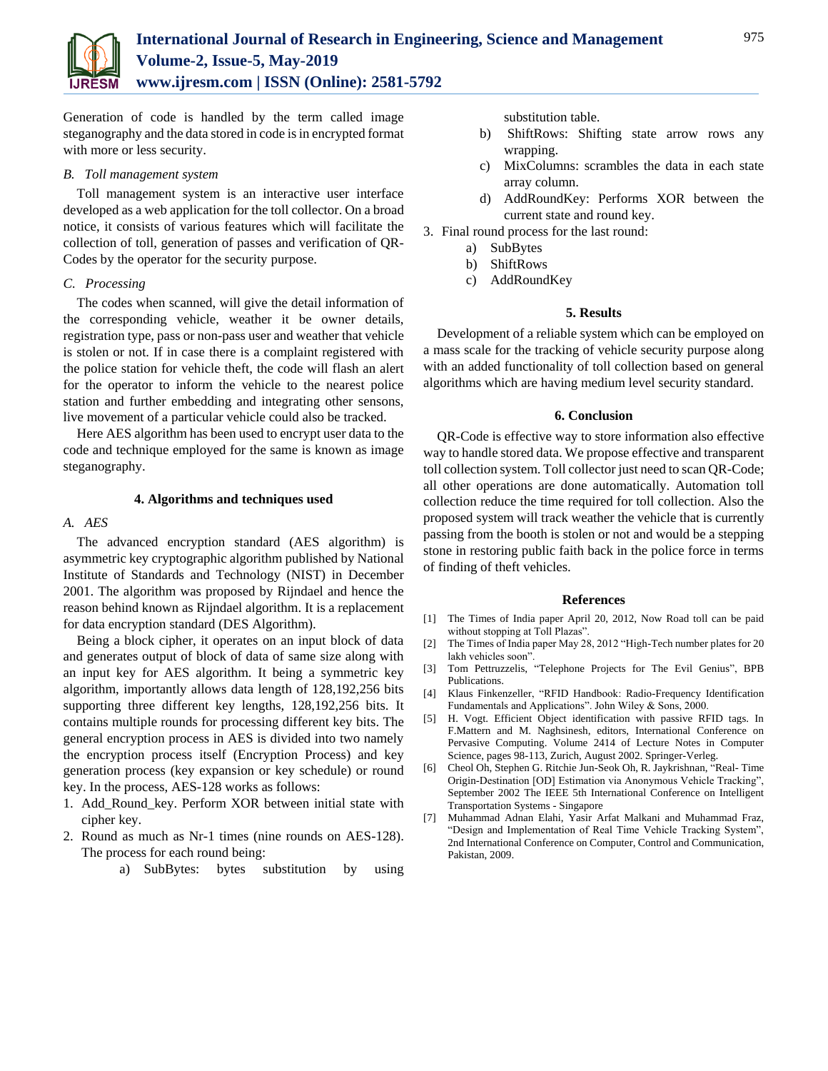Generation of code is handled by the term called image steganography and the data stored in code is in encrypted format with more or less security.

### *B. Toll management system*

Toll management system is an interactive user interface developed as a web application for the toll collector. On a broad notice, it consists of various features which will facilitate the collection of toll, generation of passes and verification of QR-Codes by the operator for the security purpose.

### *C. Processing*

The codes when scanned, will give the detail information of the corresponding vehicle, weather it be owner details, registration type, pass or non-pass user and weather that vehicle is stolen or not. If in case there is a complaint registered with the police station for vehicle theft, the code will flash an alert for the operator to inform the vehicle to the nearest police station and further embedding and integrating other sensons, live movement of a particular vehicle could also be tracked.

Here AES algorithm has been used to encrypt user data to the code and technique employed for the same is known as image steganography.

## 4. Algorithms and techniques used

### *A. AES*

The advanced encryption standard (AES algorithm) is asymmetric key cryptographic algorithm published by National Institute of Standards and Technology (NIST) in December 2001. The algorithm was proposed by Rijndael and hence the reason behind known as Rijndael algorithm. It is a replacement for data encryption standard (DES Algorithm).

Being a block cipher, it operates on an input block of data and generates output of block of data of same size along with an input key for AES algorithm. It being a symmetric key algorithm, importantly allows data length of 128,192,256 bits supporting three different key lengths, 128,192,256 bits. It contains multiple rounds for processing different key bits. The general encryption process in AES is divided into two namely the encryption process itself (Encryption Process) and key generation process (key expansion or key schedule) or round key. In the process, AES-128 works as follows:

1. Add_Round_key. Perform XOR between initial state with cipher key.
2. Round as much as Nr-1 times (nine rounds on AES-128). The process for each round being:
   a) SubBytes: bytes substitution by using substitution table.
   b) ShiftRows: Shifting state arrow rows any wrapping.
   c) MixColumns: scrambles the data in each state array column.
   d) AddRoundKey: Performs XOR between the current state and round key.
3. Final round process for the last round:
   a) SubBytes
   b) ShiftRows
   c) AddRoundKey

## 5. Results

Development of a reliable system which can be employed on a mass scale for the tracking of vehicle security purpose along with an added functionality of toll collection based on general algorithms which are having medium level security standard.

## 6. Conclusion

QR-Code is effective way to store information also effective way to handle stored data. We propose effective and transparent toll collection system. Toll collector just need to scan QR-Code; all other operations are done automatically. Automation toll collection reduce the time required for toll collection. Also the proposed system will track weather the vehicle that is currently passing from the booth is stolen or not and would be a stepping stone in restoring public faith back in the police force in terms of finding of theft vehicles.

## References

[1] The Times of India paper April 20, 2012, Now Road toll can be paid without stopping at Toll Plazas".

[2] The Times of India paper May 28, 2012 "High-Tech number plates for 20 lakh vehicles soon".

[3] Tom Pettruzzelis, "Telephone Projects for The Evil Genius", BPB Publications.

[4] Klaus Finkenzeller, "RFID Handbook: Radio-Frequency Identification Fundamentals and Applications". John Wiley & Sons, 2000.

[5] H. Vogt. Efficient Object identification with passive RFID tags. In F.Mattern and M. Naghsinesh, editors, International Conference on Pervasive Computing. Volume 2414 of Lecture Notes in Computer Science, pages 98-113, Zurich, August 2002. Springer-Verleg.

[6] Cheol Oh, Stephen G. Ritchie Jun-Seok Oh, R. Jaykrishnan, "Real- Time Origin-Destination [OD] Estimation via Anonymous Vehicle Tracking", September 2002 The IEEE 5th International Conference on Intelligent Transportation Systems - Singapore

[7] Muhammad Adnan Elahi, Yasir Arfat Malkani and Muhammad Fraz, "Design and Implementation of Real Time Vehicle Tracking System", 2nd International Conference on Computer, Control and Communication, Pakistan, 2009.